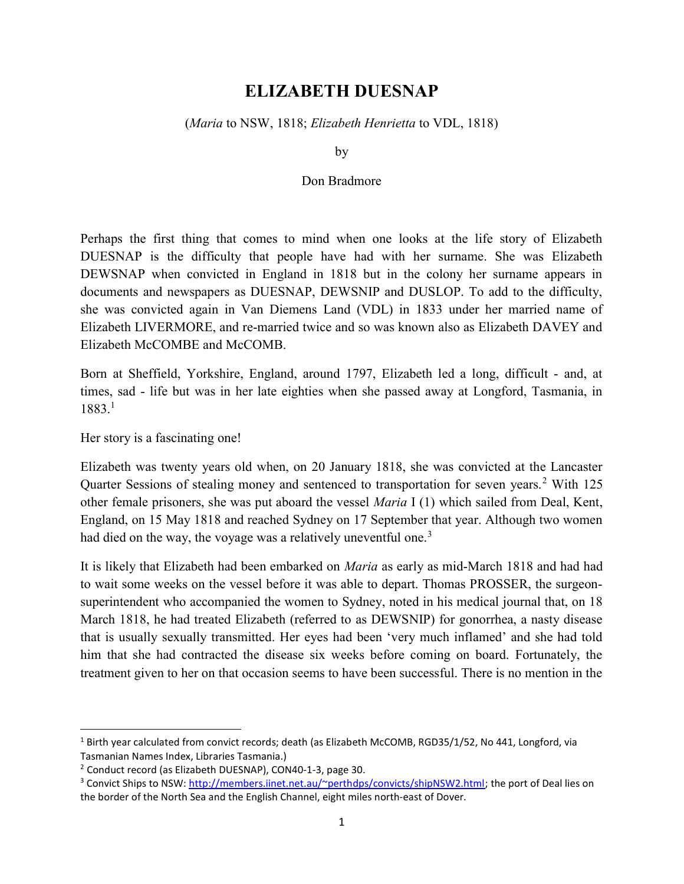# ELIZABETH DUESNAP

(*Maria* to NSW, 1818; *Elizabeth Henrietta* to VDL, 1818)

by

Don Bradmore

Perhaps the first thing that comes to mind when one looks at the life story of Elizabeth DUESNAP is the difficulty that people have had with her surname. She was Elizabeth DEWSNAP when convicted in England in 1818 but in the colony her surname appears in documents and newspapers as DUESNAP, DEWSNIP and DUSLOP. To add to the difficulty, she was convicted again in Van Diemens Land (VDL) in 1833 under her married name of Elizabeth LIVERMORE, and re-married twice and so was known also as Elizabeth DAVEY and Elizabeth McCOMBE and McCOMB.

Born at Sheffield, Yorkshire, England, around 1797, Elizabeth led a long, difficult - and, at times, sad - life but was in her late eighties when she passed away at Longford, Tasmania, in 1883.[1]

Her story is a fascinating one!

Elizabeth was twenty years old when, on 20 January 1818, she was convicted at the Lancaster Quarter Sessions of stealing money and sentenced to transportation for seven years.[2] With 125 other female prisoners, she was put aboard the vessel *Maria* I (1) which sailed from Deal, Kent, England, on 15 May 1818 and reached Sydney on 17 September that year. Although two women had died on the way, the voyage was a relatively uneventful one.[3]

It is likely that Elizabeth had been embarked on *Maria* as early as mid-March 1818 and had had to wait some weeks on the vessel before it was able to depart. Thomas PROSSER, the surgeon-superintendent who accompanied the women to Sydney, noted in his medical journal that, on 18 March 1818, he had treated Elizabeth (referred to as DEWSNIP) for gonorrhea, a nasty disease that is usually sexually transmitted. Her eyes had been 'very much inflamed' and she had told him that she had contracted the disease six weeks before coming on board. Fortunately, the treatment given to her on that occasion seems to have been successful. There is no mention in the

---

[1] Birth year calculated from convict records; death (as Elizabeth McCOMB, RGD35/1/52, No 441, Longford, via Tasmanian Names Index, Libraries Tasmania.)

[2] Conduct record (as Elizabeth DUESNAP), CON40-1-3, page 30.

[3] Convict Ships to NSW: http://members.iinet.net.au/~perthdps/convicts/shipNSW2.html; the port of Deal lies on the border of the North Sea and the English Channel, eight miles north-east of Dover.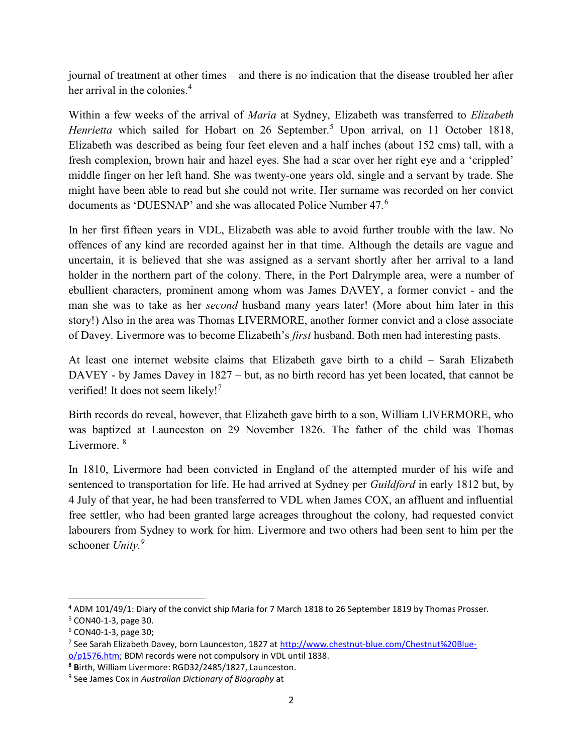journal of treatment at other times – and there is no indication that the disease troubled her after her arrival in the colonies.[4]

Within a few weeks of the arrival of *Maria* at Sydney, Elizabeth was transferred to *Elizabeth Henrietta* which sailed for Hobart on 26 September.[5] Upon arrival, on 11 October 1818, Elizabeth was described as being four feet eleven and a half inches (about 152 cms) tall, with a fresh complexion, brown hair and hazel eyes. She had a scar over her right eye and a 'crippled' middle finger on her left hand. She was twenty-one years old, single and a servant by trade. She might have been able to read but she could not write. Her surname was recorded on her convict documents as 'DUESNAP' and she was allocated Police Number 47.[6]

In her first fifteen years in VDL, Elizabeth was able to avoid further trouble with the law. No offences of any kind are recorded against her in that time. Although the details are vague and uncertain, it is believed that she was assigned as a servant shortly after her arrival to a land holder in the northern part of the colony. There, in the Port Dalrymple area, were a number of ebullient characters, prominent among whom was James DAVEY, a former convict - and the man she was to take as her *second* husband many years later! (More about him later in this story!) Also in the area was Thomas LIVERMORE, another former convict and a close associate of Davey. Livermore was to become Elizabeth's *first* husband. Both men had interesting pasts.

At least one internet website claims that Elizabeth gave birth to a child – Sarah Elizabeth DAVEY - by James Davey in 1827 – but, as no birth record has yet been located, that cannot be verified! It does not seem likely![7]

Birth records do reveal, however, that Elizabeth gave birth to a son, William LIVERMORE, who was baptized at Launceston on 29 November 1826. The father of the child was Thomas Livermore. [8]

In 1810, Livermore had been convicted in England of the attempted murder of his wife and sentenced to transportation for life. He had arrived at Sydney per *Guildford* in early 1812 but, by 4 July of that year, he had been transferred to VDL when James COX, an affluent and influential free settler, who had been granted large acreages throughout the colony, had requested convict labourers from Sydney to work for him. Livermore and two others had been sent to him per the schooner *Unity.*[9]

---

[4] ADM 101/49/1: Diary of the convict ship Maria for 7 March 1818 to 26 September 1819 by Thomas Prosser.

[5] CON40-1-3, page 30.

[6] CON40-1-3, page 30;

[7] See Sarah Elizabeth Davey, born Launceston, 1827 at http://www.chestnut-blue.com/Chestnut%20Blue-o/p1576.htm; BDM records were not compulsory in VDL until 1838.

[8] **B**irth, William Livermore: RGD32/2485/1827, Launceston.

[9] See James Cox in *Australian Dictionary of Biography* at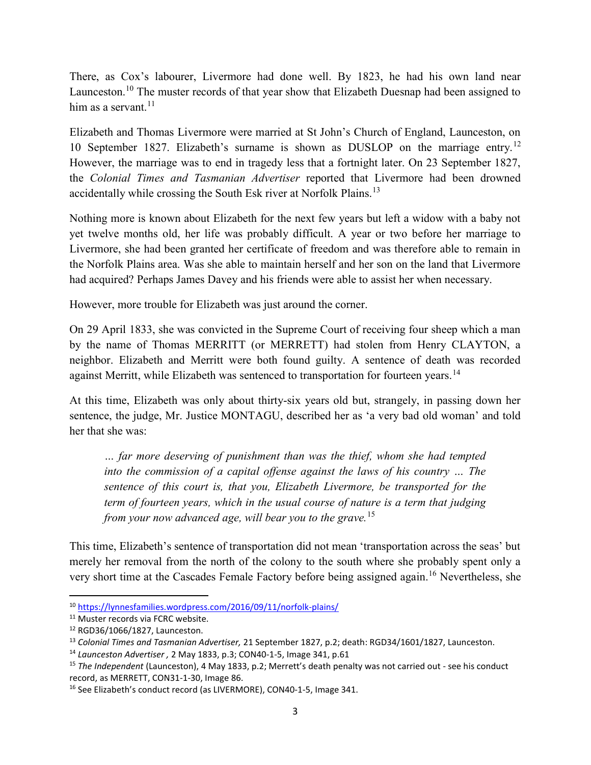There, as Cox's labourer, Livermore had done well. By 1823, he had his own land near Launceston.[10] The muster records of that year show that Elizabeth Duesnap had been assigned to him as a servant.[11]

Elizabeth and Thomas Livermore were married at St John's Church of England, Launceston, on 10 September 1827. Elizabeth's surname is shown as DUSLOP on the marriage entry.[12] However, the marriage was to end in tragedy less that a fortnight later. On 23 September 1827, the *Colonial Times and Tasmanian Advertiser* reported that Livermore had been drowned accidentally while crossing the South Esk river at Norfolk Plains.[13]

Nothing more is known about Elizabeth for the next few years but left a widow with a baby not yet twelve months old, her life was probably difficult. A year or two before her marriage to Livermore, she had been granted her certificate of freedom and was therefore able to remain in the Norfolk Plains area. Was she able to maintain herself and her son on the land that Livermore had acquired? Perhaps James Davey and his friends were able to assist her when necessary.

However, more trouble for Elizabeth was just around the corner.

On 29 April 1833, she was convicted in the Supreme Court of receiving four sheep which a man by the name of Thomas MERRITT (or MERRETT) had stolen from Henry CLAYTON, a neighbor. Elizabeth and Merritt were both found guilty. A sentence of death was recorded against Merritt, while Elizabeth was sentenced to transportation for fourteen years.[14]

At this time, Elizabeth was only about thirty-six years old but, strangely, in passing down her sentence, the judge, Mr. Justice MONTAGU, described her as 'a very bad old woman' and told her that she was:

> *… far more deserving of punishment than was the thief, whom she had tempted into the commission of a capital offense against the laws of his country … The sentence of this court is, that you, Elizabeth Livermore, be transported for the term of fourteen years, which in the usual course of nature is a term that judging from your now advanced age, will bear you to the grave.*[15]

This time, Elizabeth's sentence of transportation did not mean 'transportation across the seas' but merely her removal from the north of the colony to the south where she probably spent only a very short time at the Cascades Female Factory before being assigned again.[16] Nevertheless, she

---

[10] https://lynnesfamilies.wordpress.com/2016/09/11/norfolk-plains/

[11] Muster records via FCRC website.

[12] RGD36/1066/1827, Launceston.

[13] *Colonial Times and Tasmanian Advertiser,* 21 September 1827, p.2; death: RGD34/1601/1827, Launceston.

[14] *Launceston Advertiser ,* 2 May 1833, p.3; CON40-1-5, Image 341, p.61

[15] *The Independent* (Launceston), 4 May 1833, p.2; Merrett's death penalty was not carried out - see his conduct record, as MERRETT, CON31-1-30, Image 86.

[16] See Elizabeth's conduct record (as LIVERMORE), CON40-1-5, Image 341.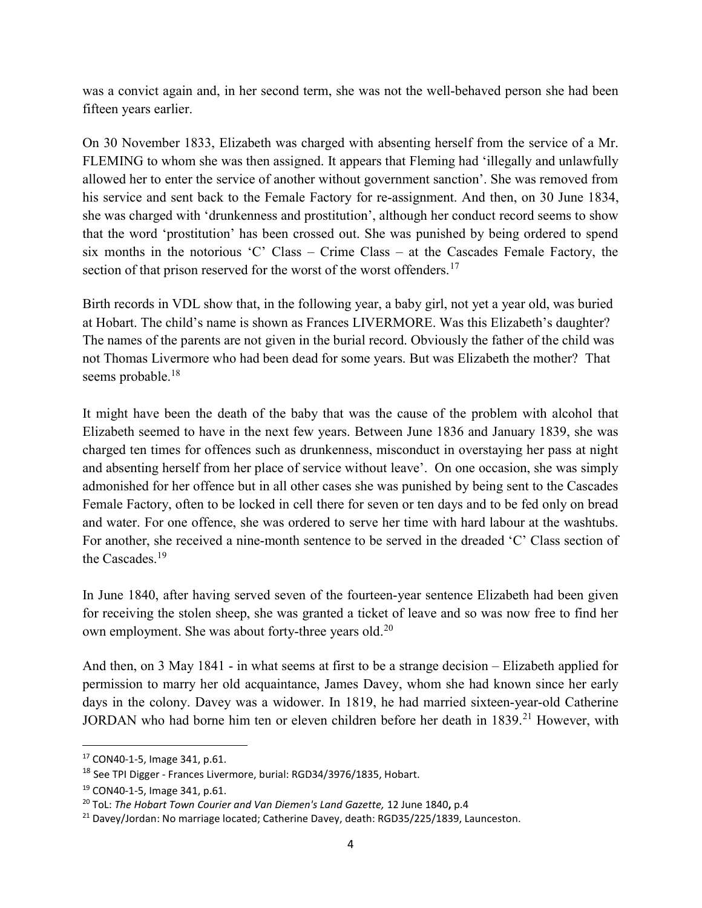was a convict again and, in her second term, she was not the well-behaved person she had been fifteen years earlier.

On 30 November 1833, Elizabeth was charged with absenting herself from the service of a Mr. FLEMING to whom she was then assigned. It appears that Fleming had 'illegally and unlawfully allowed her to enter the service of another without government sanction'. She was removed from his service and sent back to the Female Factory for re-assignment. And then, on 30 June 1834, she was charged with 'drunkenness and prostitution', although her conduct record seems to show that the word 'prostitution' has been crossed out. She was punished by being ordered to spend six months in the notorious 'C' Class – Crime Class – at the Cascades Female Factory, the section of that prison reserved for the worst of the worst offenders.[17]

Birth records in VDL show that, in the following year, a baby girl, not yet a year old, was buried at Hobart. The child's name is shown as Frances LIVERMORE. Was this Elizabeth's daughter? The names of the parents are not given in the burial record. Obviously the father of the child was not Thomas Livermore who had been dead for some years. But was Elizabeth the mother? That seems probable.[18]

It might have been the death of the baby that was the cause of the problem with alcohol that Elizabeth seemed to have in the next few years. Between June 1836 and January 1839, she was charged ten times for offences such as drunkenness, misconduct in overstaying her pass at night and absenting herself from her place of service without leave'. On one occasion, she was simply admonished for her offence but in all other cases she was punished by being sent to the Cascades Female Factory, often to be locked in cell there for seven or ten days and to be fed only on bread and water. For one offence, she was ordered to serve her time with hard labour at the washtubs. For another, she received a nine-month sentence to be served in the dreaded 'C' Class section of the Cascades.[19]

In June 1840, after having served seven of the fourteen-year sentence Elizabeth had been given for receiving the stolen sheep, she was granted a ticket of leave and so was now free to find her own employment. She was about forty-three years old.[20]

And then, on 3 May 1841 - in what seems at first to be a strange decision – Elizabeth applied for permission to marry her old acquaintance, James Davey, whom she had known since her early days in the colony. Davey was a widower. In 1819, he had married sixteen-year-old Catherine JORDAN who had borne him ten or eleven children before her death in 1839.[21] However, with

---

[17] CON40-1-5, Image 341, p.61.

[18] See TPI Digger - Frances Livermore, burial: RGD34/3976/1835, Hobart.

[19] CON40-1-5, Image 341, p.61.

[20] ToL: *The Hobart Town Courier and Van Diemen's Land Gazette,* 12 June 1840**,** p.4

[21] Davey/Jordan: No marriage located; Catherine Davey, death: RGD35/225/1839, Launceston.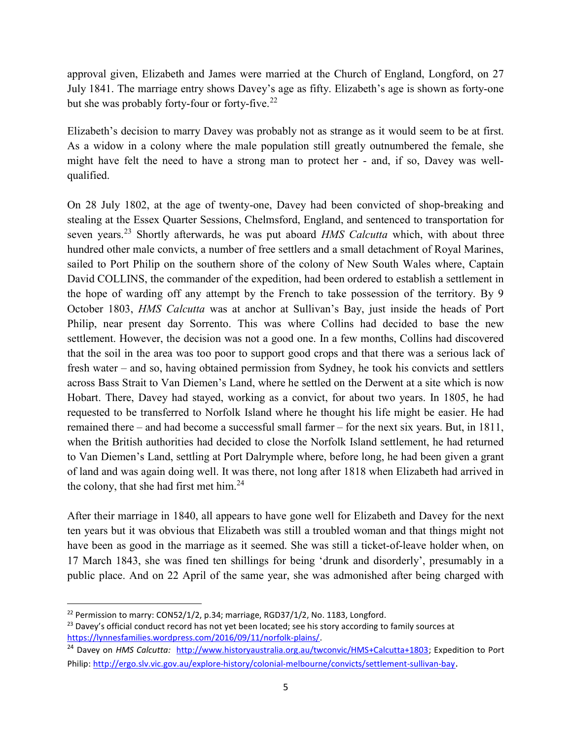approval given, Elizabeth and James were married at the Church of England, Longford, on 27 July 1841. The marriage entry shows Davey's age as fifty. Elizabeth's age is shown as forty-one but she was probably forty-four or forty-five.[22]

Elizabeth's decision to marry Davey was probably not as strange as it would seem to be at first. As a widow in a colony where the male population still greatly outnumbered the female, she might have felt the need to have a strong man to protect her - and, if so, Davey was well-qualified.

On 28 July 1802, at the age of twenty-one, Davey had been convicted of shop-breaking and stealing at the Essex Quarter Sessions, Chelmsford, England, and sentenced to transportation for seven years.[23] Shortly afterwards, he was put aboard *HMS Calcutta* which, with about three hundred other male convicts, a number of free settlers and a small detachment of Royal Marines, sailed to Port Philip on the southern shore of the colony of New South Wales where, Captain David COLLINS, the commander of the expedition, had been ordered to establish a settlement in the hope of warding off any attempt by the French to take possession of the territory. By 9 October 1803, *HMS Calcutta* was at anchor at Sullivan's Bay, just inside the heads of Port Philip, near present day Sorrento. This was where Collins had decided to base the new settlement. However, the decision was not a good one. In a few months, Collins had discovered that the soil in the area was too poor to support good crops and that there was a serious lack of fresh water – and so, having obtained permission from Sydney, he took his convicts and settlers across Bass Strait to Van Diemen's Land, where he settled on the Derwent at a site which is now Hobart. There, Davey had stayed, working as a convict, for about two years. In 1805, he had requested to be transferred to Norfolk Island where he thought his life might be easier. He had remained there – and had become a successful small farmer – for the next six years. But, in 1811, when the British authorities had decided to close the Norfolk Island settlement, he had returned to Van Diemen's Land, settling at Port Dalrymple where, before long, he had been given a grant of land and was again doing well. It was there, not long after 1818 when Elizabeth had arrived in the colony, that she had first met him.[24]

After their marriage in 1840, all appears to have gone well for Elizabeth and Davey for the next ten years but it was obvious that Elizabeth was still a troubled woman and that things might not have been as good in the marriage as it seemed. She was still a ticket-of-leave holder when, on 17 March 1843, she was fined ten shillings for being 'drunk and disorderly', presumably in a public place. And on 22 April of the same year, she was admonished after being charged with

---

[22] Permission to marry: CON52/1/2, p.34; marriage, RGD37/1/2, No. 1183, Longford.

[23] Davey's official conduct record has not yet been located; see his story according to family sources at https://lynnesfamilies.wordpress.com/2016/09/11/norfolk-plains/.

[24] Davey on *HMS Calcutta:* http://www.historyaustralia.org.au/twconvic/HMS+Calcutta+1803; Expedition to Port Philip: http://ergo.slv.vic.gov.au/explore-history/colonial-melbourne/convicts/settlement-sullivan-bay.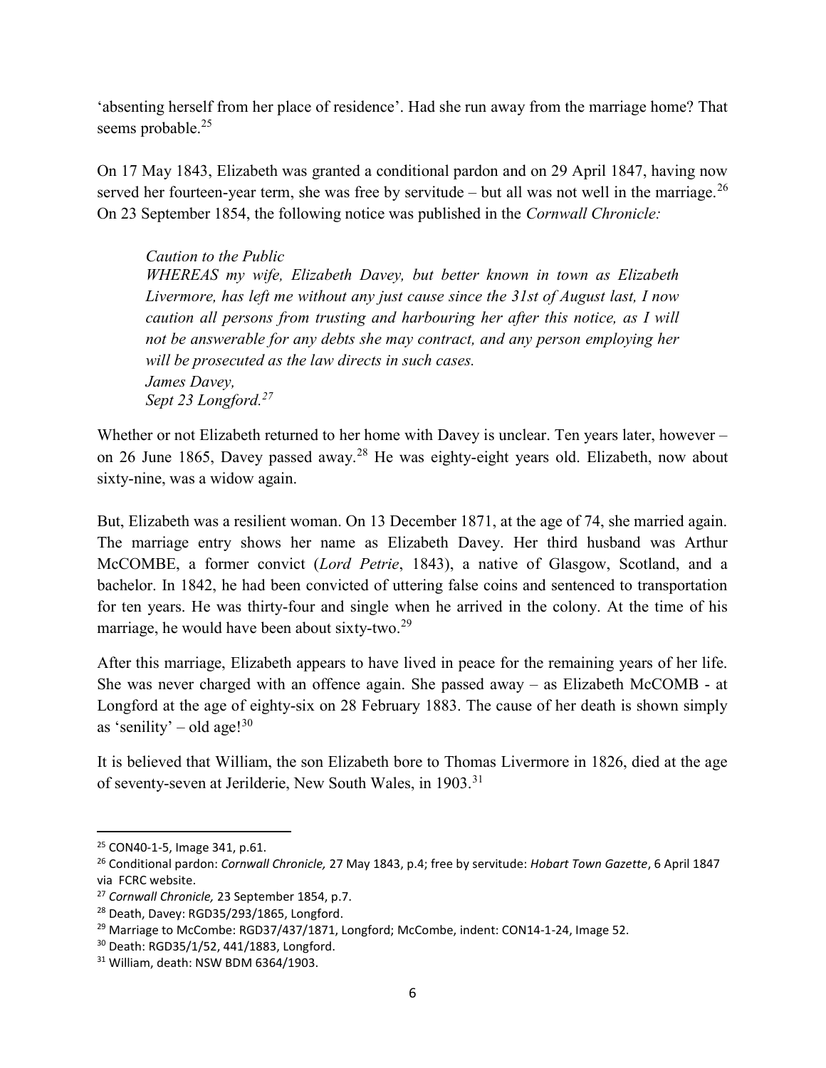'absenting herself from her place of residence'. Had she run away from the marriage home? That seems probable.[25]

On 17 May 1843, Elizabeth was granted a conditional pardon and on 29 April 1847, having now served her fourteen-year term, she was free by servitude – but all was not well in the marriage.[26] On 23 September 1854, the following notice was published in the *Cornwall Chronicle:*

> *Caution to the Public*
> *WHEREAS my wife, Elizabeth Davey, but better known in town as Elizabeth Livermore, has left me without any just cause since the 31st of August last, I now caution all persons from trusting and harbouring her after this notice, as I will not be answerable for any debts she may contract, and any person employing her will be prosecuted as the law directs in such cases.*
> *James Davey,*
> *Sept 23 Longford.*[27]

Whether or not Elizabeth returned to her home with Davey is unclear. Ten years later, however – on 26 June 1865, Davey passed away.[28] He was eighty-eight years old. Elizabeth, now about sixty-nine, was a widow again.

But, Elizabeth was a resilient woman. On 13 December 1871, at the age of 74, she married again. The marriage entry shows her name as Elizabeth Davey. Her third husband was Arthur McCOMBE, a former convict (*Lord Petrie*, 1843), a native of Glasgow, Scotland, and a bachelor. In 1842, he had been convicted of uttering false coins and sentenced to transportation for ten years. He was thirty-four and single when he arrived in the colony. At the time of his marriage, he would have been about sixty-two.[29]

After this marriage, Elizabeth appears to have lived in peace for the remaining years of her life. She was never charged with an offence again. She passed away – as Elizabeth McCOMB - at Longford at the age of eighty-six on 28 February 1883. The cause of her death is shown simply as 'senility' – old age![30]

It is believed that William, the son Elizabeth bore to Thomas Livermore in 1826, died at the age of seventy-seven at Jerilderie, New South Wales, in 1903.[31]

---

[25] CON40-1-5, Image 341, p.61.

[26] Conditional pardon: *Cornwall Chronicle,* 27 May 1843, p.4; free by servitude: *Hobart Town Gazette*, 6 April 1847 via FCRC website.

[27] *Cornwall Chronicle,* 23 September 1854, p.7.

[28] Death, Davey: RGD35/293/1865, Longford.

[29] Marriage to McCombe: RGD37/437/1871, Longford; McCombe, indent: CON14-1-24, Image 52.

[30] Death: RGD35/1/52, 441/1883, Longford.

[31] William, death: NSW BDM 6364/1903.